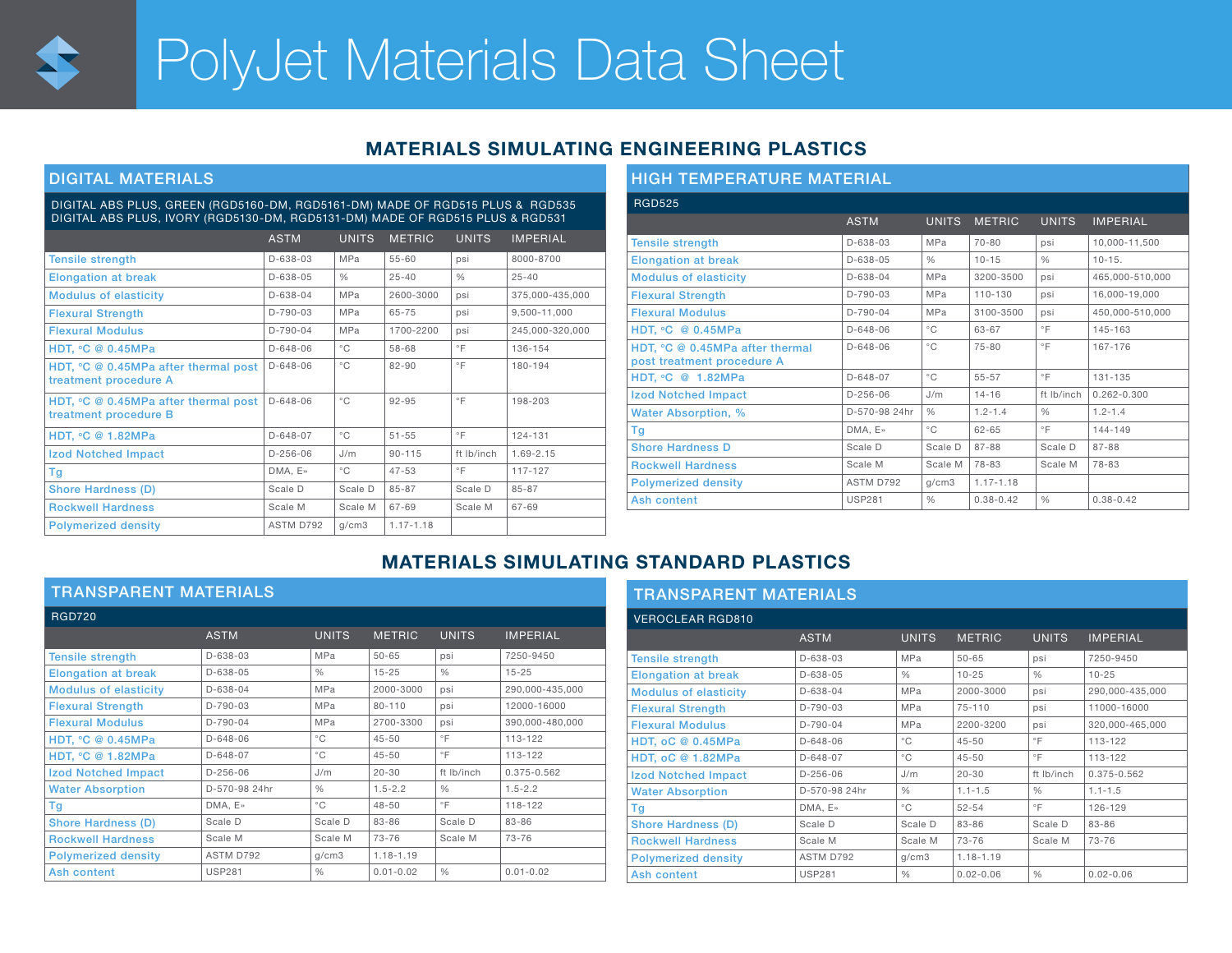# PolyJet Materials Data Sheet

## MATERIALS SIMULATING ENGINEERING PLASTICS

### DIGITAL MATERIALS

DIGITAL ABS PLUS, GREEN (RGD5160-DM, RGD5161-DM) MADE OF RGD515 PLUS & RGD535
DIGITAL ABS PLUS, IVORY (RGD5130-DM, RGD5131-DM) MADE OF RGD515 PLUS & RGD531

| | ASTM | UNITS | METRIC | UNITS | IMPERIAL |
|---|---|---|---|---|---|
| Tensile strength | D-638-03 | MPa | 55-60 | psi | 8000-8700 |
| Elongation at break | D-638-05 | % | 25-40 | % | 25-40 |
| Modulus of elasticity | D-638-04 | MPa | 2600-3000 | psi | 375,000-435,000 |
| Flexural Strength | D-790-03 | MPa | 65-75 | psi | 9,500-11,000 |
| Flexural Modulus | D-790-04 | MPa | 1700-2200 | psi | 245,000-320,000 |
| HDT, °C @ 0.45MPa | D-648-06 | °C | 58-68 | °F | 136-154 |
| HDT, °C @ 0.45MPa after thermal post treatment procedure A | D-648-06 | °C | 82-90 | °F | 180-194 |
| HDT, °C @ 0.45MPa after thermal post treatment procedure B | D-648-06 | °C | 92-95 | °F | 198-203 |
| HDT, °C @ 1.82MPa | D-648-07 | °C | 51-55 | °F | 124-131 |
| Izod Notched Impact | D-256-06 | J/m | 90-115 | ft lb/inch | 1.69-2.15 |
| Tg | DMA, E» | °C | 47-53 | °F | 117-127 |
| Shore Hardness (D) | Scale D | Scale D | 85-87 | Scale D | 85-87 |
| Rockwell Hardness | Scale M | Scale M | 67-69 | Scale M | 67-69 |
| Polymerized density | ASTM D792 | g/cm3 | 1.17-1.18 | | |

### HIGH TEMPERATURE MATERIAL

RGD525

| | ASTM | UNITS | METRIC | UNITS | IMPERIAL |
|---|---|---|---|---|---|
| Tensile strength | D-638-03 | MPa | 70-80 | psi | 10,000-11,500 |
| Elongation at break | D-638-05 | % | 10-15 | % | 10-15. |
| Modulus of elasticity | D-638-04 | MPa | 3200-3500 | psi | 465,000-510,000 |
| Flexural Strength | D-790-03 | MPa | 110-130 | psi | 16,000-19,000 |
| Flexural Modulus | D-790-04 | MPa | 3100-3500 | psi | 450,000-510,000 |
| HDT, °C @ 0.45MPa | D-648-06 | °C | 63-67 | °F | 145-163 |
| HDT, °C @ 0.45MPa after thermal post treatment procedure A | D-648-06 | °C | 75-80 | °F | 167-176 |
| HDT, °C @ 1.82MPa | D-648-07 | °C | 55-57 | °F | 131-135 |
| Izod Notched Impact | D-256-06 | J/m | 14-16 | ft lb/inch | 0.262-0.300 |
| Water Absorption, % | D-570-98 24hr | % | 1.2-1.4 | % | 1.2-1.4 |
| Tg | DMA, E» | °C | 62-65 | °F | 144-149 |
| Shore Hardness D | Scale D | Scale D | 87-88 | Scale D | 87-88 |
| Rockwell Hardness | Scale M | Scale M | 78-83 | Scale M | 78-83 |
| Polymerized density | ASTM D792 | g/cm3 | 1.17-1.18 | | |
| Ash content | USP281 | % | 0.38-0.42 | % | 0.38-0.42 |

## MATERIALS SIMULATING STANDARD PLASTICS

### TRANSPARENT MATERIALS

RGD720

| | ASTM | UNITS | METRIC | UNITS | IMPERIAL |
|---|---|---|---|---|---|
| Tensile strength | D-638-03 | MPa | 50-65 | psi | 7250-9450 |
| Elongation at break | D-638-05 | % | 15-25 | % | 15-25 |
| Modulus of elasticity | D-638-04 | MPa | 2000-3000 | psi | 290,000-435,000 |
| Flexural Strength | D-790-03 | MPa | 80-110 | psi | 12000-16000 |
| Flexural Modulus | D-790-04 | MPa | 2700-3300 | psi | 390,000-480,000 |
| HDT, °C @ 0.45MPa | D-648-06 | °C | 45-50 | °F | 113-122 |
| HDT, °C @ 1.82MPa | D-648-07 | °C | 45-50 | °F | 113-122 |
| Izod Notched Impact | D-256-06 | J/m | 20-30 | ft lb/inch | 0.375-0.562 |
| Water Absorption | D-570-98 24hr | % | 1.5-2.2 | % | 1.5-2.2 |
| Tg | DMA, E» | °C | 48-50 | °F | 118-122 |
| Shore Hardness (D) | Scale D | Scale D | 83-86 | Scale D | 83-86 |
| Rockwell Hardness | Scale M | Scale M | 73-76 | Scale M | 73-76 |
| Polymerized density | ASTM D792 | g/cm3 | 1.18-1.19 | | |
| Ash content | USP281 | % | 0.01-0.02 | % | 0.01-0.02 |

### TRANSPARENT MATERIALS

VEROCLEAR RGD810

| | ASTM | UNITS | METRIC | UNITS | IMPERIAL |
|---|---|---|---|---|---|
| Tensile strength | D-638-03 | MPa | 50-65 | psi | 7250-9450 |
| Elongation at break | D-638-05 | % | 10-25 | % | 10-25 |
| Modulus of elasticity | D-638-04 | MPa | 2000-3000 | psi | 290,000-435,000 |
| Flexural Strength | D-790-03 | MPa | 75-110 | psi | 11000-16000 |
| Flexural Modulus | D-790-04 | MPa | 2200-3200 | psi | 320,000-465,000 |
| HDT, oC @ 0.45MPa | D-648-06 | °C | 45-50 | °F | 113-122 |
| HDT, oC @ 1.82MPa | D-648-07 | °C | 45-50 | °F | 113-122 |
| Izod Notched Impact | D-256-06 | J/m | 20-30 | ft lb/inch | 0.375-0.562 |
| Water Absorption | D-570-98 24hr | % | 1.1-1.5 | % | 1.1-1.5 |
| Tg | DMA, E» | °C | 52-54 | °F | 126-129 |
| Shore Hardness (D) | Scale D | Scale D | 83-86 | Scale D | 83-86 |
| Rockwell Hardness | Scale M | Scale M | 73-76 | Scale M | 73-76 |
| Polymerized density | ASTM D792 | g/cm3 | 1.18-1.19 | | |
| Ash content | USP281 | % | 0.02-0.06 | % | 0.02-0.06 |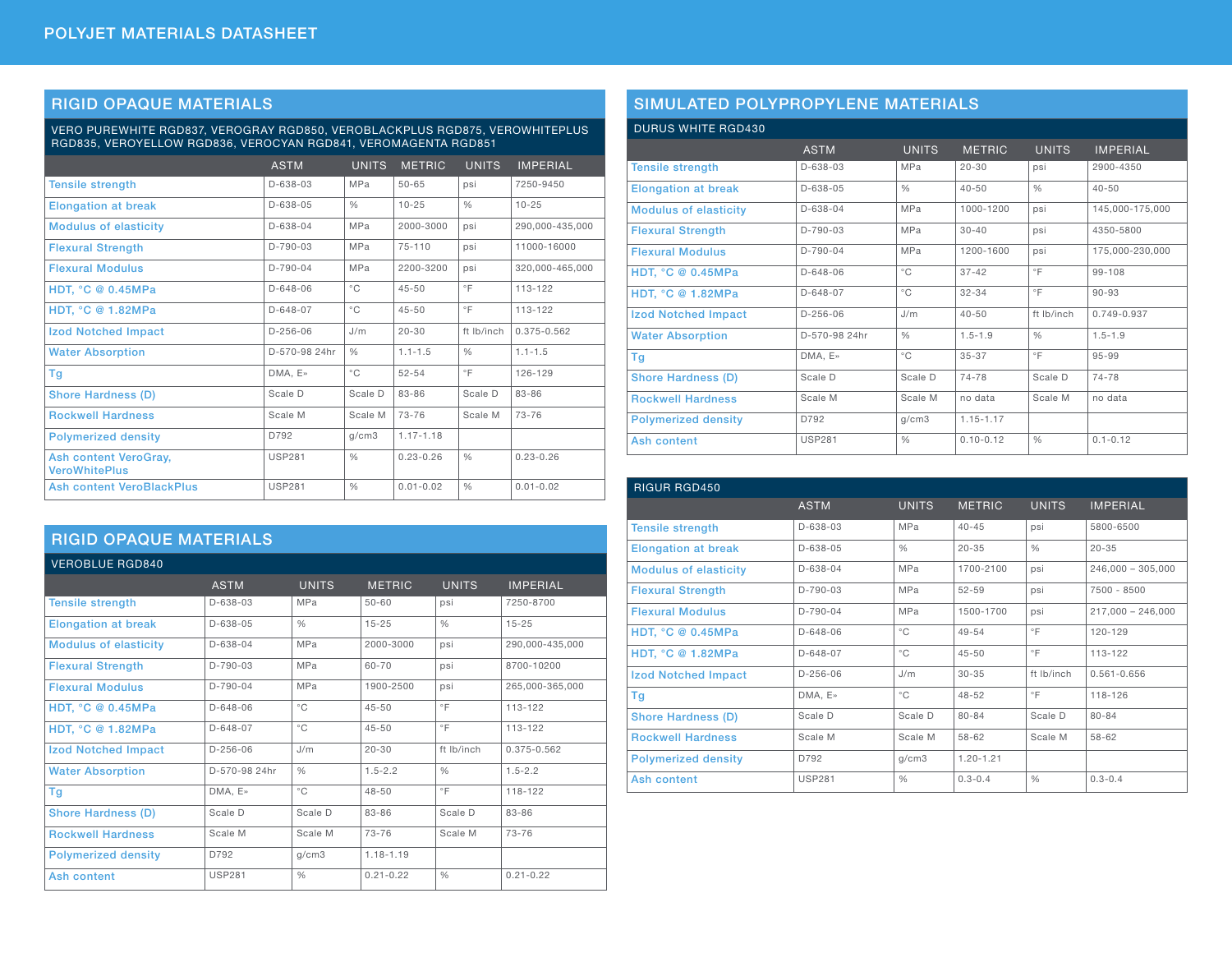# POLYJET MATERIALS DATASHEET

## RIGID OPAQUE MATERIALS

### VERO PUREWHITE RGD837, VEROGRAY RGD850, VEROBLACKPLUS RGD875, VEROWHITEPLUS RGD835, VEROYELLOW RGD836, VEROCYAN RGD841, VEROMAGENTA RGD851

| | ASTM | UNITS | METRIC | UNITS | IMPERIAL |
|---|---|---|---|---|---|
| Tensile strength | D-638-03 | MPa | 50-65 | psi | 7250-9450 |
| Elongation at break | D-638-05 | % | 10-25 | % | 10-25 |
| Modulus of elasticity | D-638-04 | MPa | 2000-3000 | psi | 290,000-435,000 |
| Flexural Strength | D-790-03 | MPa | 75-110 | psi | 11000-16000 |
| Flexural Modulus | D-790-04 | MPa | 2200-3200 | psi | 320,000-465,000 |
| HDT, °C @ 0.45MPa | D-648-06 | °C | 45-50 | °F | 113-122 |
| HDT, °C @ 1.82MPa | D-648-07 | °C | 45-50 | °F | 113-122 |
| Izod Notched Impact | D-256-06 | J/m | 20-30 | ft lb/inch | 0.375-0.562 |
| Water Absorption | D-570-98 24hr | % | 1.1-1.5 | % | 1.1-1.5 |
| Tg | DMA, E» | °C | 52-54 | °F | 126-129 |
| Shore Hardness (D) | Scale D | Scale D | 83-86 | Scale D | 83-86 |
| Rockwell Hardness | Scale M | Scale M | 73-76 | Scale M | 73-76 |
| Polymerized density | D792 | g/cm3 | 1.17-1.18 | | |
| Ash content VeroGray, VeroWhitePlus | USP281 | % | 0.23-0.26 | % | 0.23-0.26 |
| Ash content VeroBlackPlus | USP281 | % | 0.01-0.02 | % | 0.01-0.02 |

## RIGID OPAQUE MATERIALS

### VEROBLUE RGD840

| | ASTM | UNITS | METRIC | UNITS | IMPERIAL |
|---|---|---|---|---|---|
| Tensile strength | D-638-03 | MPa | 50-60 | psi | 7250-8700 |
| Elongation at break | D-638-05 | % | 15-25 | % | 15-25 |
| Modulus of elasticity | D-638-04 | MPa | 2000-3000 | psi | 290,000-435,000 |
| Flexural Strength | D-790-03 | MPa | 60-70 | psi | 8700-10200 |
| Flexural Modulus | D-790-04 | MPa | 1900-2500 | psi | 265,000-365,000 |
| HDT, °C @ 0.45MPa | D-648-06 | °C | 45-50 | °F | 113-122 |
| HDT, °C @ 1.82MPa | D-648-07 | °C | 45-50 | °F | 113-122 |
| Izod Notched Impact | D-256-06 | J/m | 20-30 | ft lb/inch | 0.375-0.562 |
| Water Absorption | D-570-98 24hr | % | 1.5-2.2 | % | 1.5-2.2 |
| Tg | DMA, E» | °C | 48-50 | °F | 118-122 |
| Shore Hardness (D) | Scale D | Scale D | 83-86 | Scale D | 83-86 |
| Rockwell Hardness | Scale M | Scale M | 73-76 | Scale M | 73-76 |
| Polymerized density | D792 | g/cm3 | 1.18-1.19 | | |
| Ash content | USP281 | % | 0.21-0.22 | % | 0.21-0.22 |

## SIMULATED POLYPROPYLENE MATERIALS

### DURUS WHITE RGD430

| | ASTM | UNITS | METRIC | UNITS | IMPERIAL |
|---|---|---|---|---|---|
| Tensile strength | D-638-03 | MPa | 20-30 | psi | 2900-4350 |
| Elongation at break | D-638-05 | % | 40-50 | % | 40-50 |
| Modulus of elasticity | D-638-04 | MPa | 1000-1200 | psi | 145,000-175,000 |
| Flexural Strength | D-790-03 | MPa | 30-40 | psi | 4350-5800 |
| Flexural Modulus | D-790-04 | MPa | 1200-1600 | psi | 175,000-230,000 |
| HDT, °C @ 0.45MPa | D-648-06 | °C | 37-42 | °F | 99-108 |
| HDT, °C @ 1.82MPa | D-648-07 | °C | 32-34 | °F | 90-93 |
| Izod Notched Impact | D-256-06 | J/m | 40-50 | ft lb/inch | 0.749-0.937 |
| Water Absorption | D-570-98 24hr | % | 1.5-1.9 | % | 1.5-1.9 |
| Tg | DMA, E» | °C | 35-37 | °F | 95-99 |
| Shore Hardness (D) | Scale D | Scale D | 74-78 | Scale D | 74-78 |
| Rockwell Hardness | Scale M | Scale M | no data | Scale M | no data |
| Polymerized density | D792 | g/cm3 | 1.15-1.17 | | |
| Ash content | USP281 | % | 0.10-0.12 | % | 0.1-0.12 |

### RIGUR RGD450

| | ASTM | UNITS | METRIC | UNITS | IMPERIAL |
|---|---|---|---|---|---|
| Tensile strength | D-638-03 | MPa | 40-45 | psi | 5800-6500 |
| Elongation at break | D-638-05 | % | 20-35 | % | 20-35 |
| Modulus of elasticity | D-638-04 | MPa | 1700-2100 | psi | 246,000 – 305,000 |
| Flexural Strength | D-790-03 | MPa | 52-59 | psi | 7500 - 8500 |
| Flexural Modulus | D-790-04 | MPa | 1500-1700 | psi | 217,000 – 246,000 |
| HDT, °C @ 0.45MPa | D-648-06 | °C | 49-54 | °F | 120-129 |
| HDT, °C @ 1.82MPa | D-648-07 | °C | 45-50 | °F | 113-122 |
| Izod Notched Impact | D-256-06 | J/m | 30-35 | ft lb/inch | 0.561-0.656 |
| Tg | DMA, E» | °C | 48-52 | °F | 118-126 |
| Shore Hardness (D) | Scale D | Scale D | 80-84 | Scale D | 80-84 |
| Rockwell Hardness | Scale M | Scale M | 58-62 | Scale M | 58-62 |
| Polymerized density | D792 | g/cm3 | 1.20-1.21 | | |
| Ash content | USP281 | % | 0.3-0.4 | % | 0.3-0.4 |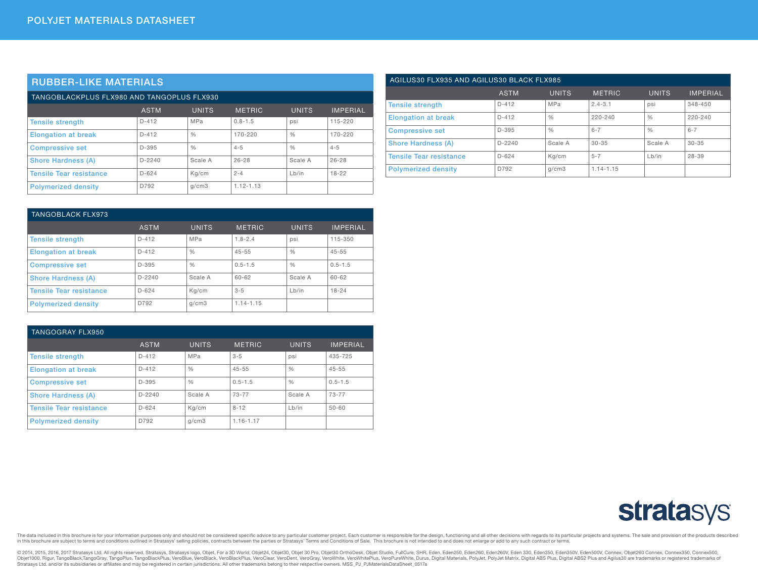## RUBBER-LIKE MATERIALS

### TANGOBLACKPLUS FLX980 AND TANGOPLUS FLX930

| | ASTM | UNITS | METRIC | UNITS | IMPERIAL |
|---|---|---|---|---|---|
| Tensile strength | D-412 | MPa | 0.8-1.5 | psi | 115-220 |
| Elongation at break | D-412 | % | 170-220 | % | 170-220 |
| Compressive set | D-395 | % | 4-5 | % | 4-5 |
| Shore Hardness (A) | D-2240 | Scale A | 26-28 | Scale A | 26-28 |
| Tensile Tear resistance | D-624 | Kg/cm | 2-4 | Lb/in | 18-22 |
| Polymerized density | D792 | g/cm3 | 1.12-1.13 | | |

### TANGOBLACK FLX973

| | ASTM | UNITS | METRIC | UNITS | IMPERIAL |
|---|---|---|---|---|---|
| Tensile strength | D-412 | MPa | 1.8-2.4 | psi | 115-350 |
| Elongation at break | D-412 | % | 45-55 | % | 45-55 |
| Compressive set | D-395 | % | 0.5-1.5 | % | 0.5-1.5 |
| Shore Hardness (A) | D-2240 | Scale A | 60-62 | Scale A | 60-62 |
| Tensile Tear resistance | D-624 | Kg/cm | 3-5 | Lb/in | 18-24 |
| Polymerized density | D792 | g/cm3 | 1.14-1.15 | | |

### TANGOGRAY FLX950

| | ASTM | UNITS | METRIC | UNITS | IMPERIAL |
|---|---|---|---|---|---|
| Tensile strength | D-412 | MPa | 3-5 | psi | 435-725 |
| Elongation at break | D-412 | % | 45-55 | % | 45-55 |
| Compressive set | D-395 | % | 0.5-1.5 | % | 0.5-1.5 |
| Shore Hardness (A) | D-2240 | Scale A | 73-77 | Scale A | 73-77 |
| Tensile Tear resistance | D-624 | Kg/cm | 8-12 | Lb/in | 50-60 |
| Polymerized density | D792 | g/cm3 | 1.16-1.17 | | |

### AGILUS30 FLX935 AND AGILUS30 BLACK FLX985

| | ASTM | UNITS | METRIC | UNITS | IMPERIAL |
|---|---|---|---|---|---|
| Tensile strength | D-412 | MPa | 2.4-3.1 | psi | 348-450 |
| Elongation at break | D-412 | % | 220-240 | % | 220-240 |
| Compressive set | D-395 | % | 6-7 | % | 6-7 |
| Shore Hardness (A) | D-2240 | Scale A | 30-35 | Scale A | 30-35 |
| Tensile Tear resistance | D-624 | Kg/cm | 5-7 | Lb/in | 28-39 |
| Polymerized density | D792 | g/cm3 | 1.14-1.15 | | |

stratasys

The data included in this brochure is for your information purposes only and should not be considered specific advice to any particular customer project. Each customer is responsible for the design, functioning and all other decisions with regards to its particular projects and systems. The sale and provision of the products described in this brochure are subject to terms and conditions outlined in Stratasys' selling policies, contracts between the parties or Stratasys' Terms and Conditions of Sale. This brochure is not intended to and does not enlarge or add to any such contract or terms.

© 2014, 2015, 2016, 2017 Stratasys Ltd. All rights reserved. Stratasys, Stratasys logo, Objet, For a 3D World, Objet24, Objet30, Objet 30 Pro, Objet30 OrthoDesk, Objet Studio, FullCure, SHR, Eden, Eden250, Eden260, Eden260V, Eden 330, Eden350, Eden350V, Eden500V, Connex, Objet260 Connex, Connex350, Connex500, Objet1000, Rigur, TangoBlack,TangoGray, TangoPlus, TangoBlackPlus, VeroBlue, VeroBlack, VeroBlackPlus, VeroClear, VeroDent, VeroGray, VeroWhite, VeroWhitePlus, VeroPureWhite, Durus, Digital Materials, PolyJet, PolyJet Matrix, Digital ABS Plus, Digital ABS2 Plus and Agilus30 are trademarks or registered trademarks of Stratasys Ltd. and/or its subsidiaries or affiliates and may be registered in certain jurisdictions. All other trademarks belong to their respective owners. MSS_PJ_PJMaterialsDataSheet_0517a